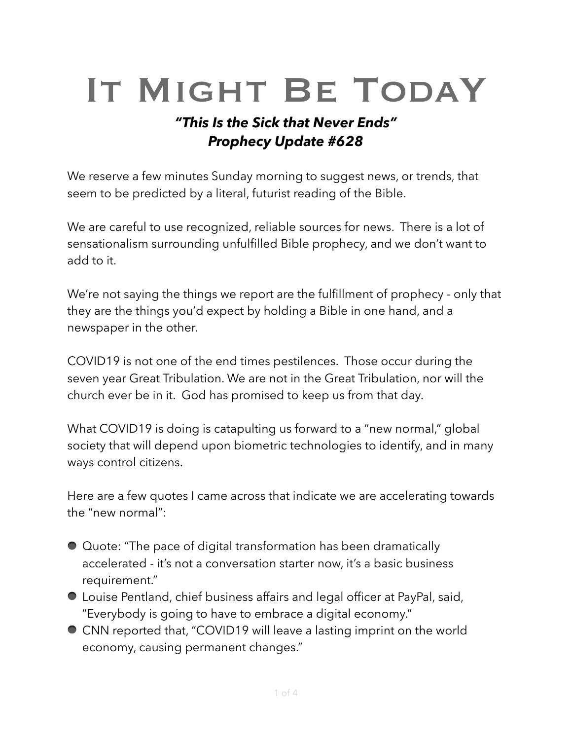# IT MIGHT BE TODAY

## *"This Is the Sick that Never Ends"*
## *Prophecy Update #628*

We reserve a few minutes Sunday morning to suggest news, or trends, that seem to be predicted by a literal, futurist reading of the Bible.

We are careful to use recognized, reliable sources for news. There is a lot of sensationalism surrounding unfulfilled Bible prophecy, and we don't want to add to it.

We're not saying the things we report are the fulfillment of prophecy - only that they are the things you'd expect by holding a Bible in one hand, and a newspaper in the other.

COVID19 is not one of the end times pestilences. Those occur during the seven year Great Tribulation. We are not in the Great Tribulation, nor will the church ever be in it. God has promised to keep us from that day.

What COVID19 is doing is catapulting us forward to a "new normal," global society that will depend upon biometric technologies to identify, and in many ways control citizens.

Here are a few quotes I came across that indicate we are accelerating towards the "new normal":

- Quote: "The pace of digital transformation has been dramatically accelerated - it's not a conversation starter now, it's a basic business requirement."
- Louise Pentland, chief business affairs and legal officer at PayPal, said, "Everybody is going to have to embrace a digital economy."
- CNN reported that, "COVID19 will leave a lasting imprint on the world economy, causing permanent changes."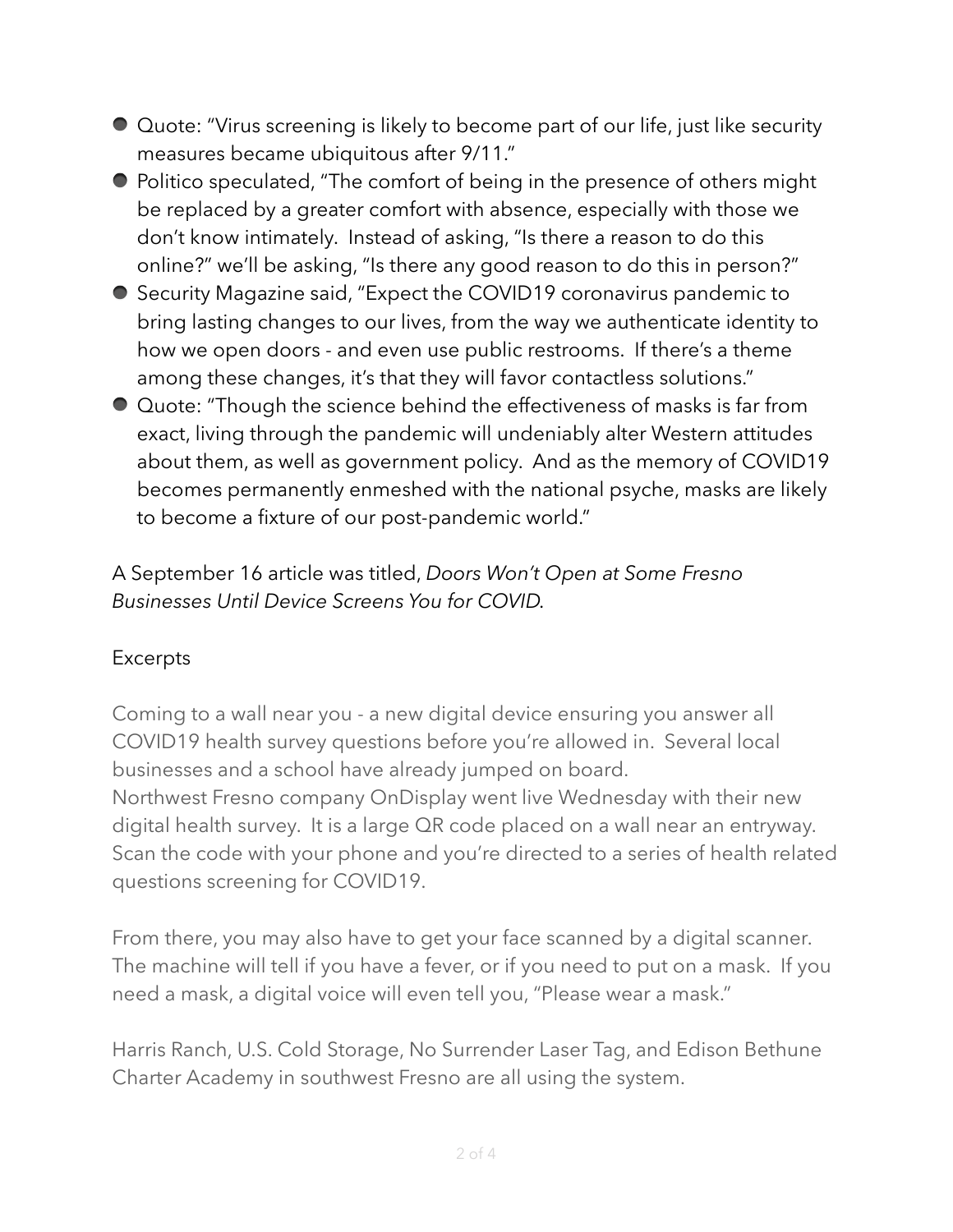- Quote: "Virus screening is likely to become part of our life, just like security measures became ubiquitous after 9/11."
- Politico speculated, "The comfort of being in the presence of others might be replaced by a greater comfort with absence, especially with those we don't know intimately.  Instead of asking, "Is there a reason to do this online?" we'll be asking, "Is there any good reason to do this in person?"
- Security Magazine said, "Expect the COVID19 coronavirus pandemic to bring lasting changes to our lives, from the way we authenticate identity to how we open doors - and even use public restrooms.  If there's a theme among these changes, it's that they will favor contactless solutions."
- Quote: "Though the science behind the effectiveness of masks is far from exact, living through the pandemic will undeniably alter Western attitudes about them, as well as government policy.  And as the memory of COVID19 becomes permanently enmeshed with the national psyche, masks are likely to become a fixture of our post-pandemic world."

A September 16 article was titled, *Doors Won't Open at Some Fresno Businesses Until Device Screens You for COVID.*

Excerpts

Coming to a wall near you - a new digital device ensuring you answer all COVID19 health survey questions before you're allowed in.  Several local businesses and a school have already jumped on board.
Northwest Fresno company OnDisplay went live Wednesday with their new digital health survey.  It is a large QR code placed on a wall near an entryway.  Scan the code with your phone and you're directed to a series of health related questions screening for COVID19.

From there, you may also have to get your face scanned by a digital scanner.  The machine will tell if you have a fever, or if you need to put on a mask.  If you need a mask, a digital voice will even tell you, "Please wear a mask."

Harris Ranch, U.S. Cold Storage, No Surrender Laser Tag, and Edison Bethune Charter Academy in southwest Fresno are all using the system.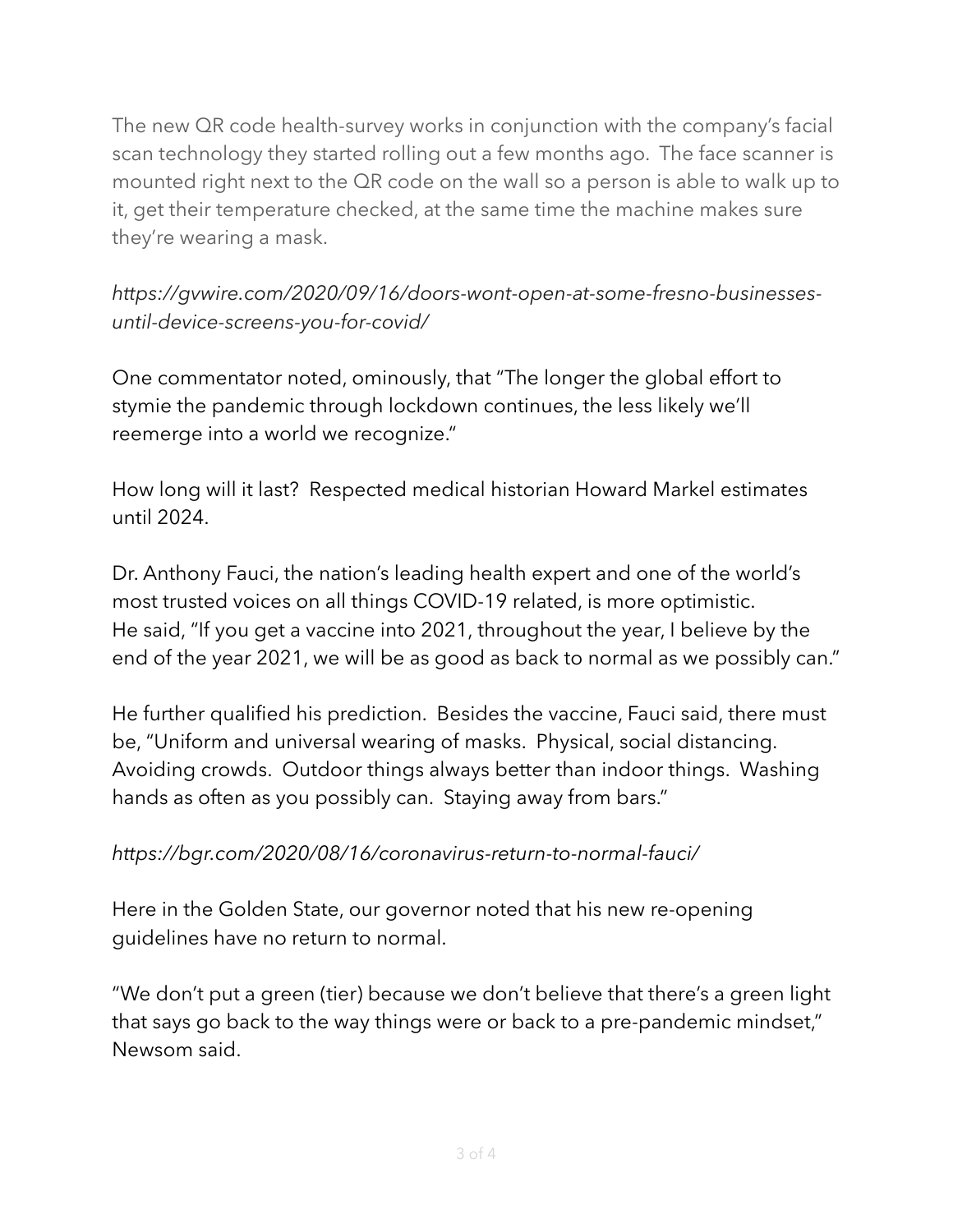The new QR code health-survey works in conjunction with the company's facial scan technology they started rolling out a few months ago. The face scanner is mounted right next to the QR code on the wall so a person is able to walk up to it, get their temperature checked, at the same time the machine makes sure they're wearing a mask.

*https://gvwire.com/2020/09/16/doors-wont-open-at-some-fresno-businesses-until-device-screens-you-for-covid/*

One commentator noted, ominously, that "The longer the global effort to stymie the pandemic through lockdown continues, the less likely we'll reemerge into a world we recognize."

How long will it last? Respected medical historian Howard Markel estimates until 2024.

Dr. Anthony Fauci, the nation's leading health expert and one of the world's most trusted voices on all things COVID-19 related, is more optimistic. He said, "If you get a vaccine into 2021, throughout the year, I believe by the end of the year 2021, we will be as good as back to normal as we possibly can."

He further qualified his prediction. Besides the vaccine, Fauci said, there must be, "Uniform and universal wearing of masks. Physical, social distancing. Avoiding crowds. Outdoor things always better than indoor things. Washing hands as often as you possibly can. Staying away from bars."

*https://bgr.com/2020/08/16/coronavirus-return-to-normal-fauci/*

Here in the Golden State, our governor noted that his new re-opening guidelines have no return to normal.

"We don't put a green (tier) because we don't believe that there's a green light that says go back to the way things were or back to a pre-pandemic mindset," Newsom said.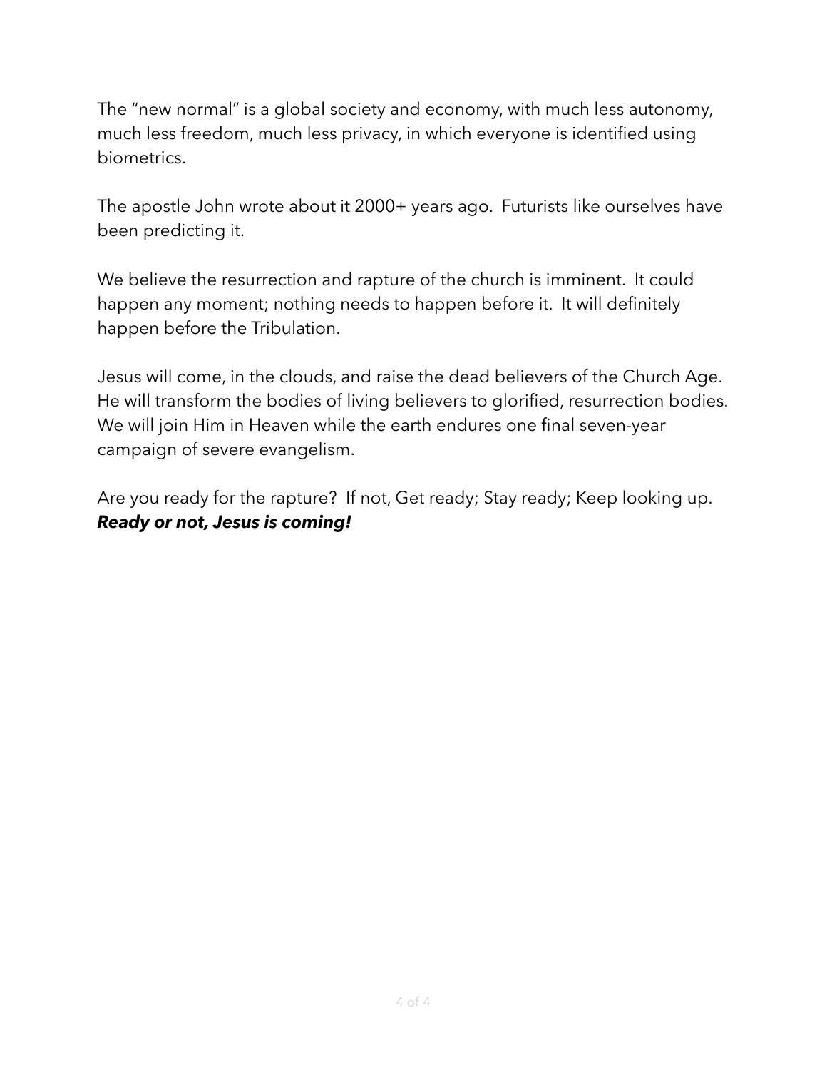The “new normal” is a global society and economy, with much less autonomy, much less freedom, much less privacy, in which everyone is identified using biometrics.

The apostle John wrote about it 2000+ years ago. Futurists like ourselves have been predicting it.

We believe the resurrection and rapture of the church is imminent. It could happen any moment; nothing needs to happen before it. It will definitely happen before the Tribulation.

Jesus will come, in the clouds, and raise the dead believers of the Church Age. He will transform the bodies of living believers to glorified, resurrection bodies. We will join Him in Heaven while the earth endures one final seven-year campaign of severe evangelism.

Are you ready for the rapture? If not, Get ready; Stay ready; Keep looking up.
***Ready or not, Jesus is coming!***